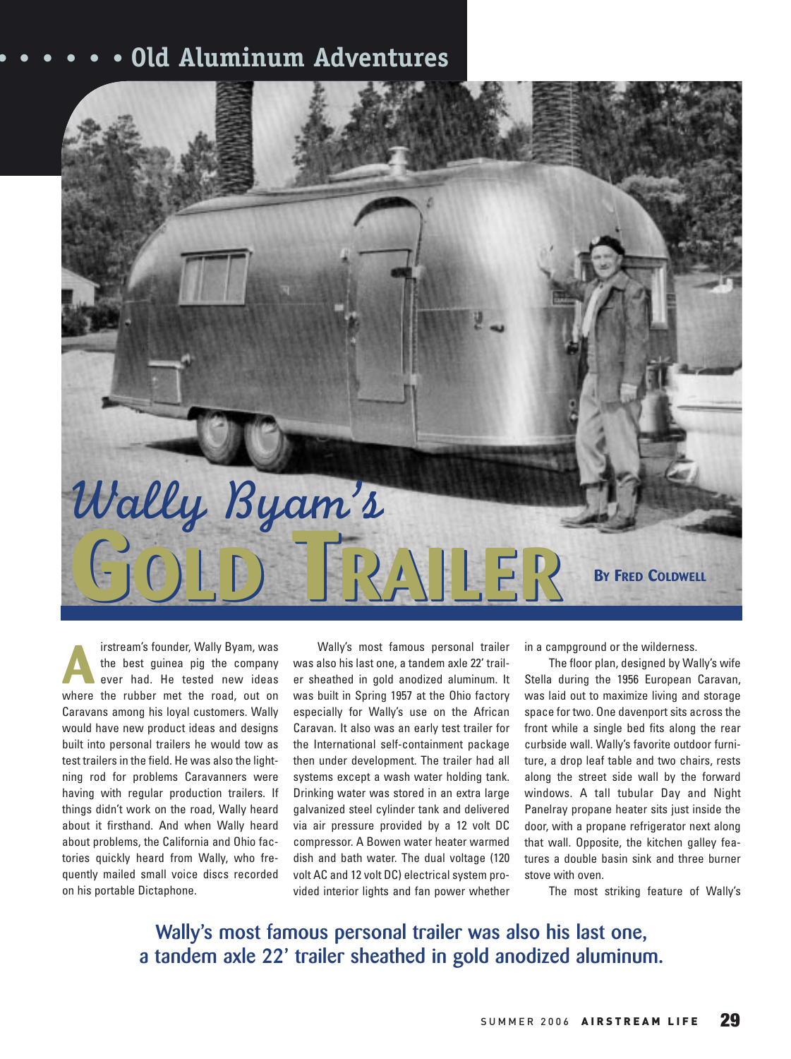# Wally Byam's Gold Trailer

**By Fred Coldwell**

Airstream's founder, Wally Byam, was the best guinea pig the company ever had. He tested new ideas where the rubber met the road, out on Caravans among his loyal customers. Wally would have new product ideas and designs built into personal trailers he would tow as test trailers in the field. He was also the lightning rod for problems Caravanners were having with regular production trailers. If things didn't work on the road, Wally heard about it firsthand. And when Wally heard about problems, the California and Ohio factories quickly heard from Wally, who frequently mailed small voice discs recorded on his portable Dictaphone.

Wally's most famous personal trailer was also his last one, a tandem axle 22' trailer sheathed in gold anodized aluminum. It was built in Spring 1957 at the Ohio factory especially for Wally's use on the African Caravan. It also was an early test trailer for the International self-containment package then under development. The trailer had all systems except a wash water holding tank. Drinking water was stored in an extra large galvanized steel cylinder tank and delivered via air pressure provided by a 12 volt DC compressor. A Bowen water heater warmed dish and bath water. The dual voltage (120 volt AC and 12 volt DC) electrical system provided interior lights and fan power whether in a campground or the wilderness.

The floor plan, designed by Wally's wife Stella during the 1956 European Caravan, was laid out to maximize living and storage space for two. One davenport sits across the front while a single bed fits along the rear curbside wall. Wally's favorite outdoor furniture, a drop leaf table and two chairs, rests along the street side wall by the forward windows. A tall tubular Day and Night Panelray propane heater sits just inside the door, with a propane refrigerator next along that wall. Opposite, the kitchen galley features a double basin sink and three burner stove with oven.

The most striking feature of Wally's

**Wally's most famous personal trailer was also his last one, a tandem axle 22' trailer sheathed in gold anodized aluminum.**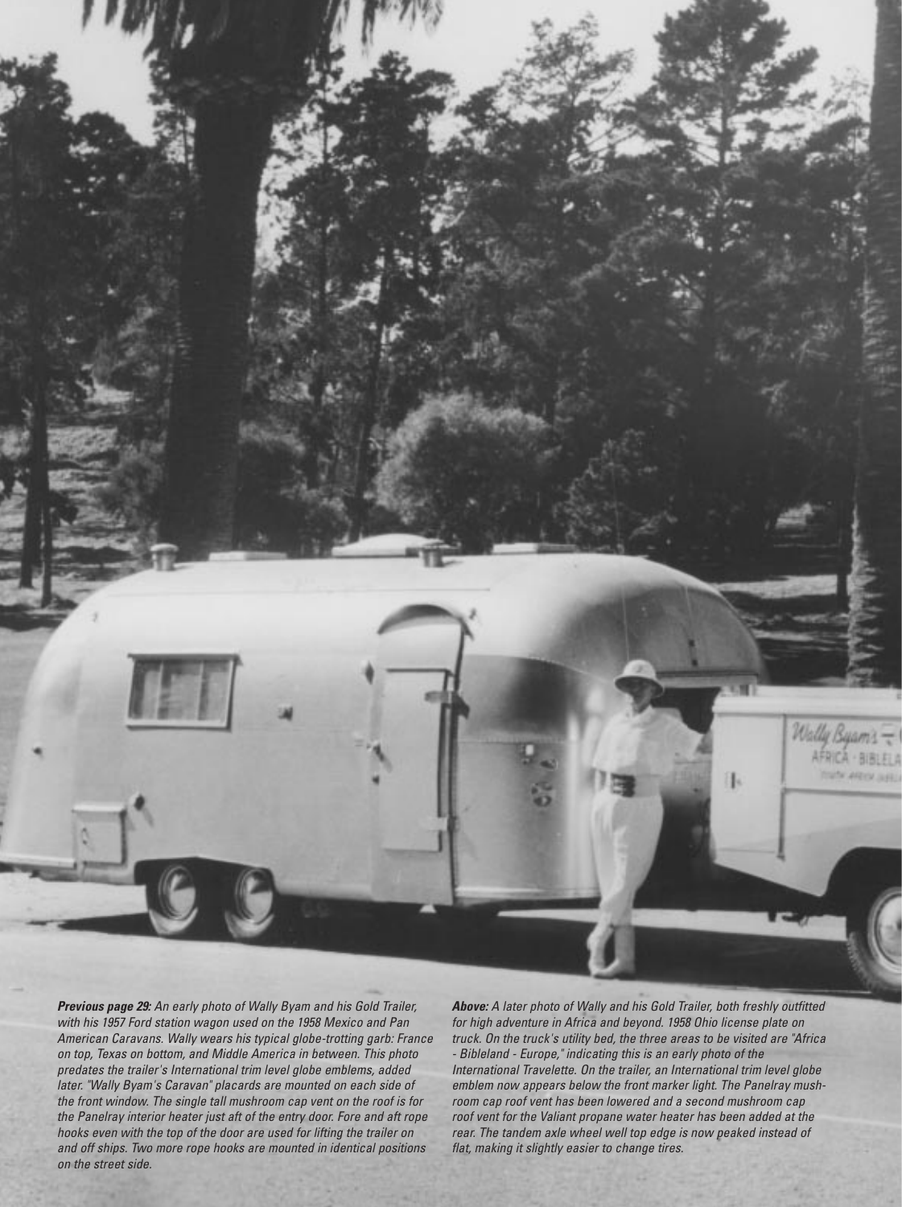***Previous page 29:*** *An early photo of Wally Byam and his Gold Trailer, with his 1957 Ford station wagon used on the 1958 Mexico and Pan American Caravans. Wally wears his typical globe-trotting garb: France on top, Texas on bottom, and Middle America in between. This photo predates the trailer's International trim level globe emblems, added later. "Wally Byam's Caravan" placards are mounted on each side of the front window. The single tall mushroom cap vent on the roof is for the Panelray interior heater just aft of the entry door. Fore and aft rope hooks even with the top of the door are used for lifting the trailer on and off ships. Two more rope hooks are mounted in identical positions on the street side.*

***Above:*** *A later photo of Wally and his Gold Trailer, both freshly outfitted for high adventure in Africa and beyond. 1958 Ohio license plate on truck. On the truck's utility bed, the three areas to be visited are "Africa - Bibleland - Europe," indicating this is an early photo of the International Travelette. On the trailer, an International trim level globe emblem now appears below the front marker light. The Panelray mushroom cap roof vent has been lowered and a second mushroom cap roof vent for the Valiant propane water heater has been added at the rear. The tandem axle wheel well top edge is now peaked instead of flat, making it slightly easier to change tires.*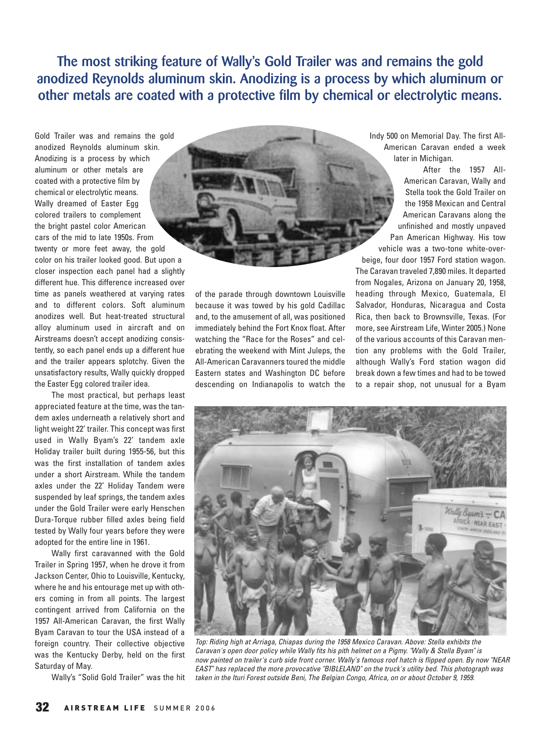## The most striking feature of Wally's Gold Trailer was and remains the gold anodized Reynolds aluminum skin. Anodizing is a process by which aluminum or other metals are coated with a protective film by chemical or electrolytic means.

Gold Trailer was and remains the gold anodized Reynolds aluminum skin. Anodizing is a process by which aluminum or other metals are coated with a protective film by chemical or electrolytic means. Wally dreamed of Easter Egg colored trailers to complement the bright pastel color American cars of the mid to late 1950s. From twenty or more feet away, the gold color on his trailer looked good. But upon a closer inspection each panel had a slightly different hue. This difference increased over time as panels weathered at varying rates and to different colors. Soft aluminum anodizes well. But heat-treated structural alloy aluminum used in aircraft and on Airstreams doesn't accept anodizing consistently, so each panel ends up a different hue and the trailer appears splotchy. Given the unsatisfactory results, Wally quickly dropped the Easter Egg colored trailer idea.

The most practical, but perhaps least appreciated feature at the time, was the tandem axles underneath a relatively short and light weight 22' trailer. This concept was first used in Wally Byam's 22' tandem axle Holiday trailer built during 1955-56, but this was the first installation of tandem axles under a short Airstream. While the tandem axles under the 22' Holiday Tandem were suspended by leaf springs, the tandem axles under the Gold Trailer were early Henschen Dura-Torque rubber filled axles being field tested by Wally four years before they were adopted for the entire line in 1961.

Wally first caravanned with the Gold Trailer in Spring 1957, when he drove it from Jackson Center, Ohio to Louisville, Kentucky, where he and his entourage met up with others coming in from all points. The largest contingent arrived from California on the 1957 All-American Caravan, the first Wally Byam Caravan to tour the USA instead of a foreign country. Their collective objective was the Kentucky Derby, held on the first Saturday of May.

Wally's "Solid Gold Trailer" was the hit of the parade through downtown Louisville because it was towed by his gold Cadillac and, to the amusement of all, was positioned immediately behind the Fort Knox float. After watching the "Race for the Roses" and celebrating the weekend with Mint Juleps, the All-American Caravanners toured the middle Eastern states and Washington DC before descending on Indianapolis to watch the Indy 500 on Memorial Day. The first All-American Caravan ended a week later in Michigan.

After the 1957 All-American Caravan, Wally and Stella took the Gold Trailer on the 1958 Mexican and Central American Caravans along the unfinished and mostly unpaved Pan American Highway. His tow vehicle was a two-tone white-over-beige, four door 1957 Ford station wagon. The Caravan traveled 7,890 miles. It departed from Nogales, Arizona on January 20, 1958, heading through Mexico, Guatemala, El Salvador, Honduras, Nicaragua and Costa Rica, then back to Brownsville, Texas. (For more, see Airstream Life, Winter 2005.) None of the various accounts of this Caravan mention any problems with the Gold Trailer, although Wally's Ford station wagon did break down a few times and had to be towed to a repair shop, not unusual for a Byam

*Top: Riding high at Arriaga, Chiapas during the 1958 Mexico Caravan. Above: Stella exhibits the Caravan's open door policy while Wally fits his pith helmet on a Pigmy. "Wally & Stella Byam" is now painted on trailer's curb side front corner. Wally's famous roof hatch is flipped open. By now "NEAR EAST" has replaced the more provocative "BIBLELAND" on the truck's utility bed. This photograph was taken in the Ituri Forest outside Beni, The Belgian Congo, Africa, on or about October 9, 1959.*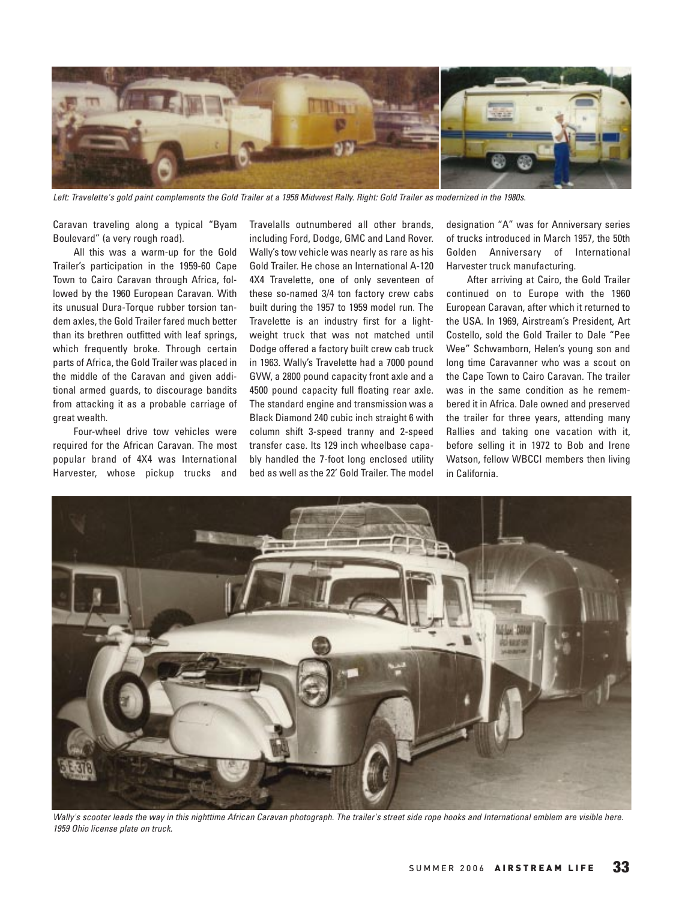*Left: Travelette's gold paint complements the Gold Trailer at a 1958 Midwest Rally. Right: Gold Trailer as modernized in the 1980s.*

Caravan traveling along a typical "Byam Boulevard" (a very rough road).

All this was a warm-up for the Gold Trailer's participation in the 1959-60 Cape Town to Cairo Caravan through Africa, followed by the 1960 European Caravan. With its unusual Dura-Torque rubber torsion tandem axles, the Gold Trailer fared much better than its brethren outfitted with leaf springs, which frequently broke. Through certain parts of Africa, the Gold Trailer was placed in the middle of the Caravan and given additional armed guards, to discourage bandits from attacking it as a probable carriage of great wealth.

Four-wheel drive tow vehicles were required for the African Caravan. The most popular brand of 4X4 was International Harvester, whose pickup trucks and Travelalls outnumbered all other brands, including Ford, Dodge, GMC and Land Rover. Wally's tow vehicle was nearly as rare as his Gold Trailer. He chose an International A-120 4X4 Travelette, one of only seventeen of these so-named 3/4 ton factory crew cabs built during the 1957 to 1959 model run. The Travelette is an industry first for a lightweight truck that was not matched until Dodge offered a factory built crew cab truck in 1963. Wally's Travelette had a 7000 pound GVW, a 2800 pound capacity front axle and a 4500 pound capacity full floating rear axle. The standard engine and transmission was a Black Diamond 240 cubic inch straight 6 with column shift 3-speed tranny and 2-speed transfer case. Its 129 inch wheelbase capably handled the 7-foot long enclosed utility bed as well as the 22' Gold Trailer. The model designation "A" was for Anniversary series of trucks introduced in March 1957, the 50th Golden Anniversary of International Harvester truck manufacturing.

After arriving at Cairo, the Gold Trailer continued on to Europe with the 1960 European Caravan, after which it returned to the USA. In 1969, Airstream's President, Art Costello, sold the Gold Trailer to Dale "Pee Wee" Schwamborn, Helen's young son and long time Caravanner who was a scout on the Cape Town to Cairo Caravan. The trailer was in the same condition as he remembered it in Africa. Dale owned and preserved the trailer for three years, attending many Rallies and taking one vacation with it, before selling it in 1972 to Bob and Irene Watson, fellow WBCCI members then living in California.

*Wally's scooter leads the way in this nighttime African Caravan photograph. The trailer's street side rope hooks and International emblem are visible here. 1959 Ohio license plate on truck.*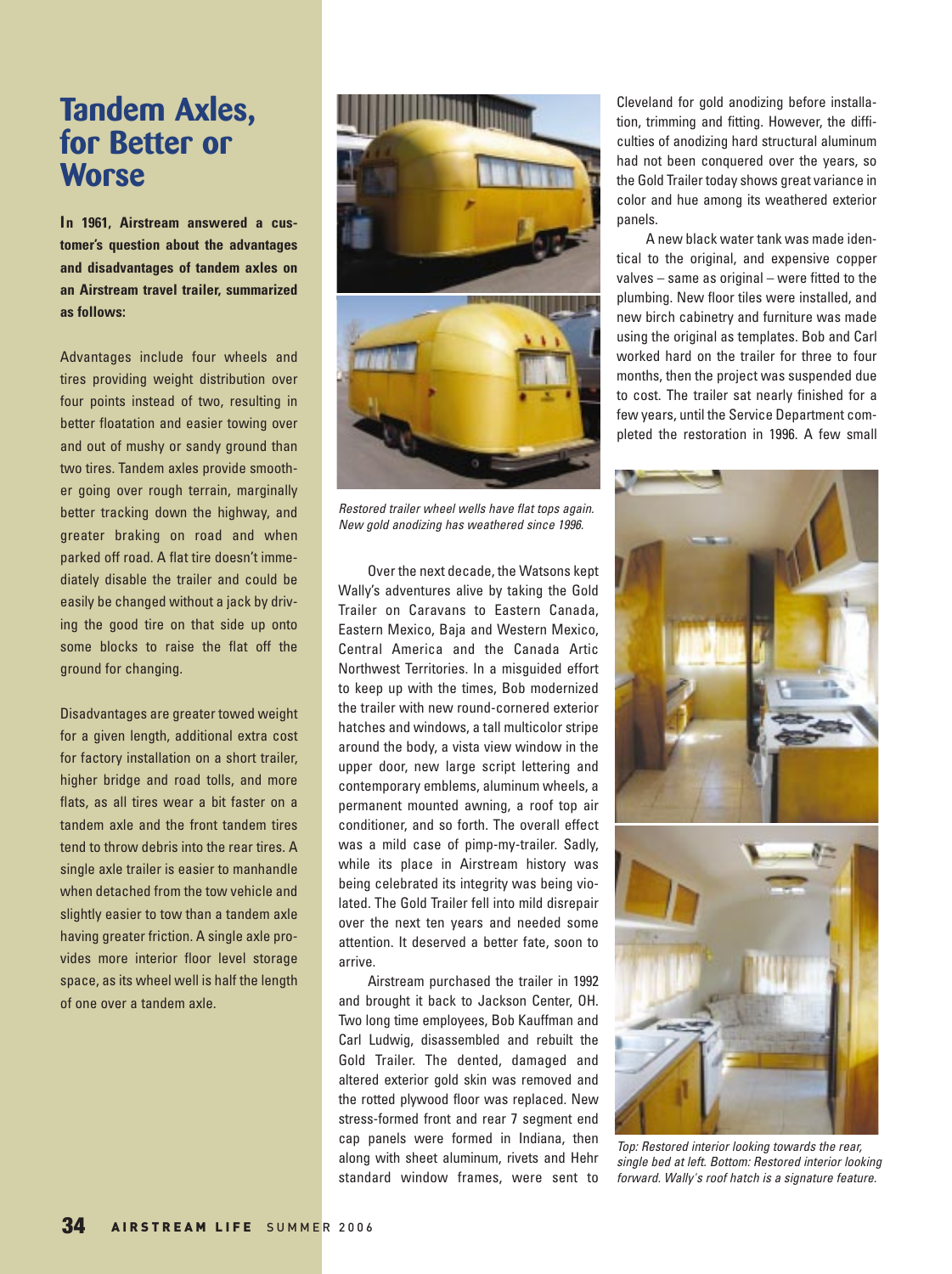## Tandem Axles, for Better or Worse

**In 1961, Airstream answered a customer's question about the advantages and disadvantages of tandem axles on an Airstream travel trailer, summarized as follows:**

Advantages include four wheels and tires providing weight distribution over four points instead of two, resulting in better floatation and easier towing over and out of mushy or sandy ground than two tires. Tandem axles provide smoother going over rough terrain, marginally better tracking down the highway, and greater braking on road and when parked off road. A flat tire doesn't immediately disable the trailer and could be easily be changed without a jack by driving the good tire on that side up onto some blocks to raise the flat off the ground for changing.

Disadvantages are greater towed weight for a given length, additional extra cost for factory installation on a short trailer, higher bridge and road tolls, and more flats, as all tires wear a bit faster on a tandem axle and the front tandem tires tend to throw debris into the rear tires. A single axle trailer is easier to manhandle when detached from the tow vehicle and slightly easier to tow than a tandem axle having greater friction. A single axle provides more interior floor level storage space, as its wheel well is half the length of one over a tandem axle.

*Restored trailer wheel wells have flat tops again. New gold anodizing has weathered since 1996.*

Over the next decade, the Watsons kept Wally's adventures alive by taking the Gold Trailer on Caravans to Eastern Canada, Eastern Mexico, Baja and Western Mexico, Central America and the Canada Artic Northwest Territories. In a misguided effort to keep up with the times, Bob modernized the trailer with new round-cornered exterior hatches and windows, a tall multicolor stripe around the body, a vista view window in the upper door, new large script lettering and contemporary emblems, aluminum wheels, a permanent mounted awning, a roof top air conditioner, and so forth. The overall effect was a mild case of pimp-my-trailer. Sadly, while its place in Airstream history was being celebrated its integrity was being violated. The Gold Trailer fell into mild disrepair over the next ten years and needed some attention. It deserved a better fate, soon to arrive.

Airstream purchased the trailer in 1992 and brought it back to Jackson Center, OH. Two long time employees, Bob Kauffman and Carl Ludwig, disassembled and rebuilt the Gold Trailer. The dented, damaged and altered exterior gold skin was removed and the rotted plywood floor was replaced. New stress-formed front and rear 7 segment end cap panels were formed in Indiana, then along with sheet aluminum, rivets and Hehr standard window frames, were sent to Cleveland for gold anodizing before installation, trimming and fitting. However, the difficulties of anodizing hard structural aluminum had not been conquered over the years, so the Gold Trailer today shows great variance in color and hue among its weathered exterior panels.

A new black water tank was made identical to the original, and expensive copper valves – same as original – were fitted to the plumbing. New floor tiles were installed, and new birch cabinetry and furniture was made using the original as templates. Bob and Carl worked hard on the trailer for three to four months, then the project was suspended due to cost. The trailer sat nearly finished for a few years, until the Service Department completed the restoration in 1996. A few small

*Top: Restored interior looking towards the rear, single bed at left. Bottom: Restored interior looking forward. Wally's roof hatch is a signature feature.*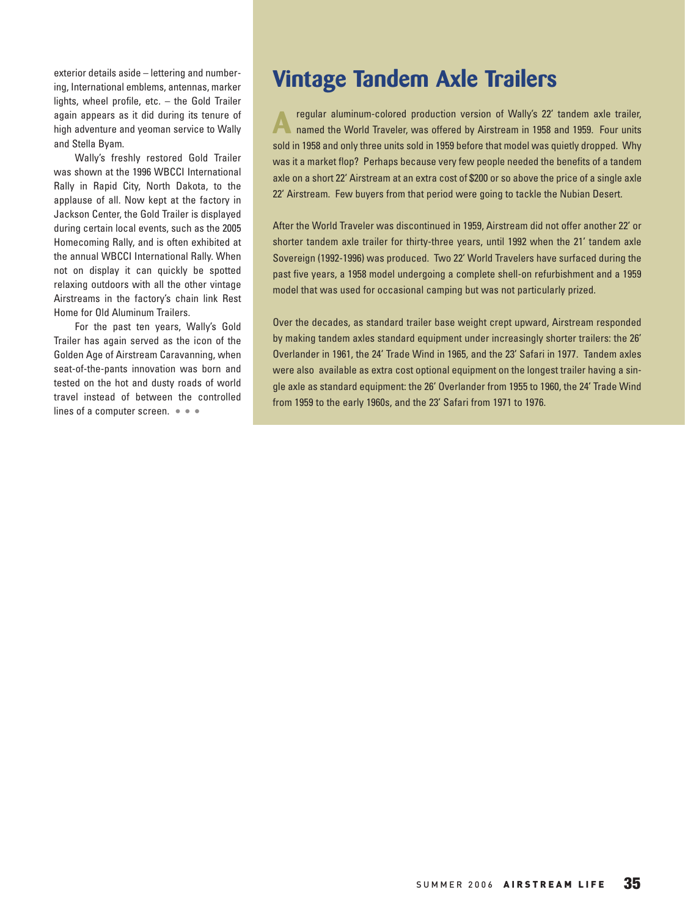exterior details aside – lettering and numbering, International emblems, antennas, marker lights, wheel profile, etc. – the Gold Trailer again appears as it did during its tenure of high adventure and yeoman service to Wally and Stella Byam.

Wally's freshly restored Gold Trailer was shown at the 1996 WBCCI International Rally in Rapid City, North Dakota, to the applause of all. Now kept at the factory in Jackson Center, the Gold Trailer is displayed during certain local events, such as the 2005 Homecoming Rally, and is often exhibited at the annual WBCCI International Rally. When not on display it can quickly be spotted relaxing outdoors with all the other vintage Airstreams in the factory's chain link Rest Home for Old Aluminum Trailers.

For the past ten years, Wally's Gold Trailer has again served as the icon of the Golden Age of Airstream Caravanning, when seat-of-the-pants innovation was born and tested on the hot and dusty roads of world travel instead of between the controlled lines of a computer screen. • • •

## Vintage Tandem Axle Trailers

A regular aluminum-colored production version of Wally's 22′ tandem axle trailer, named the World Traveler, was offered by Airstream in 1958 and 1959. Four units sold in 1958 and only three units sold in 1959 before that model was quietly dropped. Why was it a market flop? Perhaps because very few people needed the benefits of a tandem axle on a short 22′ Airstream at an extra cost of $200 or so above the price of a single axle 22′ Airstream. Few buyers from that period were going to tackle the Nubian Desert.

After the World Traveler was discontinued in 1959, Airstream did not offer another 22′ or shorter tandem axle trailer for thirty-three years, until 1992 when the 21′ tandem axle Sovereign (1992-1996) was produced. Two 22′ World Travelers have surfaced during the past five years, a 1958 model undergoing a complete shell-on refurbishment and a 1959 model that was used for occasional camping but was not particularly prized.

Over the decades, as standard trailer base weight crept upward, Airstream responded by making tandem axles standard equipment under increasingly shorter trailers: the 26′ Overlander in 1961, the 24′ Trade Wind in 1965, and the 23′ Safari in 1977. Tandem axles were also available as extra cost optional equipment on the longest trailer having a single axle as standard equipment: the 26′ Overlander from 1955 to 1960, the 24′ Trade Wind from 1959 to the early 1960s, and the 23′ Safari from 1971 to 1976.